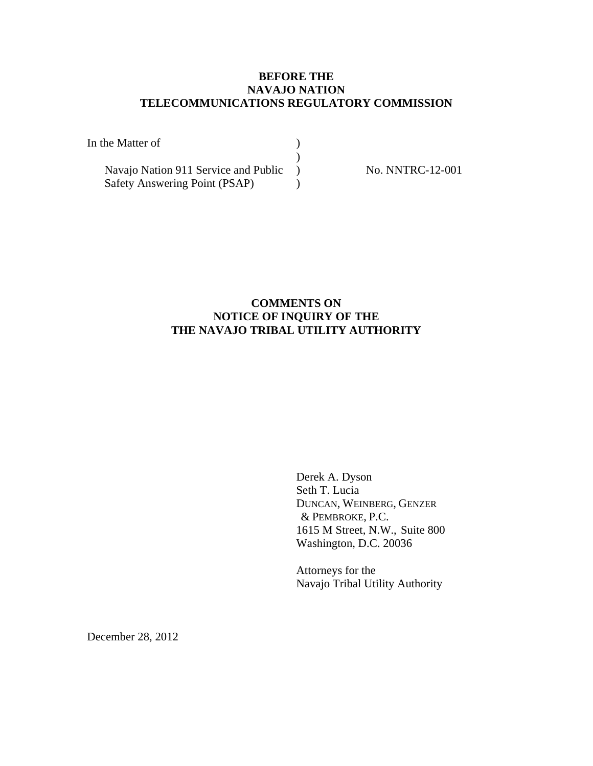**BEFORE THE**
**NAVAJO NATION**
**TELECOMMUNICATIONS REGULATORY COMMISSION**

In the Matter of )
)
Navajo Nation 911 Service and Public ) No. NNTRC-12-001
Safety Answering Point (PSAP) )

**COMMENTS ON**
**NOTICE OF INQUIRY OF THE**
**THE NAVAJO TRIBAL UTILITY AUTHORITY**

Derek A. Dyson
Seth T. Lucia
DUNCAN, WEINBERG, GENZER
& PEMBROKE, P.C.
1615 M Street, N.W., Suite 800
Washington, D.C. 20036

Attorneys for the
Navajo Tribal Utility Authority

December 28, 2012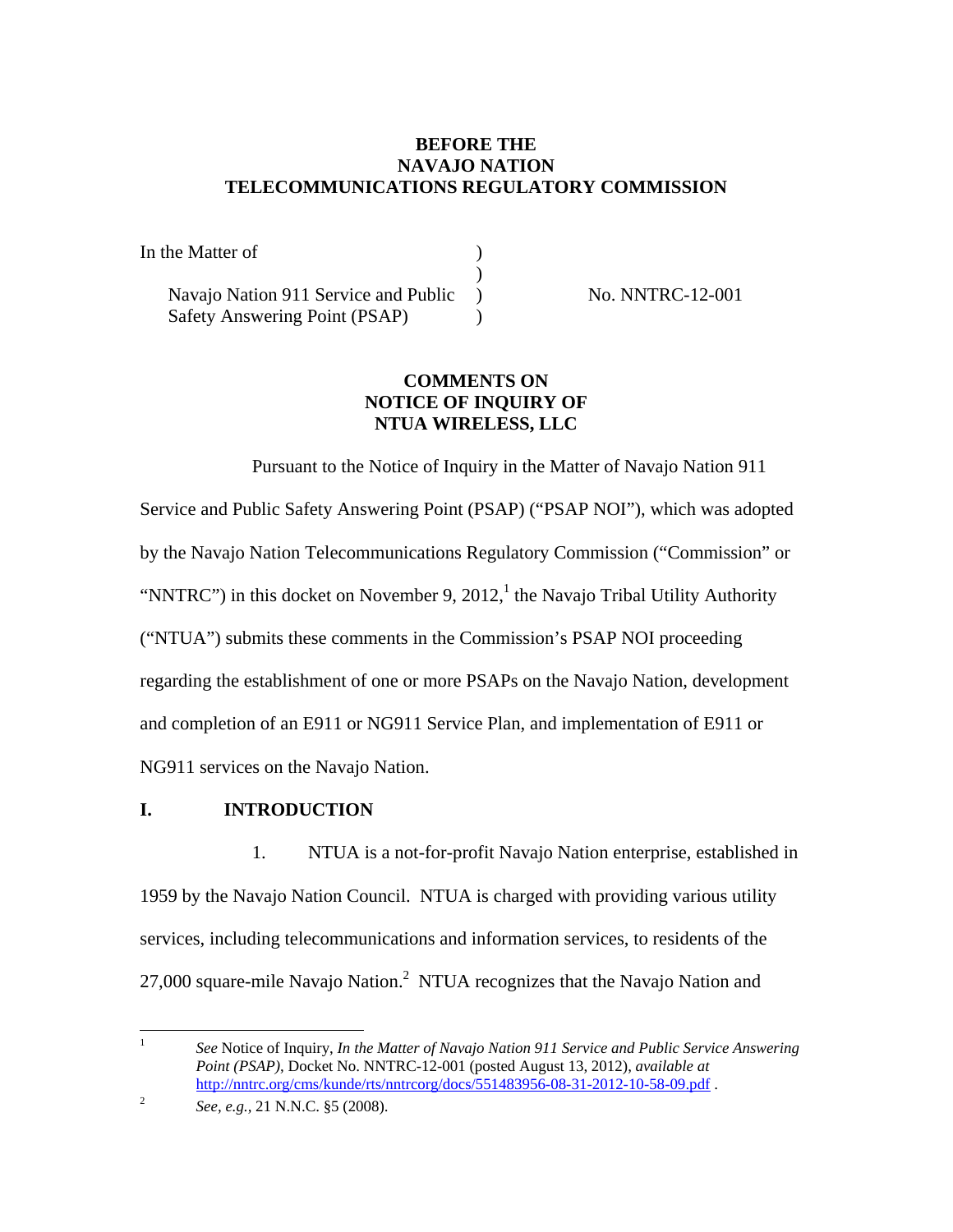**BEFORE THE**
**NAVAJO NATION**
**TELECOMMUNICATIONS REGULATORY COMMISSION**

In the Matter of )
)
Navajo Nation 911 Service and Public ) No. NNTRC-12-001
Safety Answering Point (PSAP) )

**COMMENTS ON**
**NOTICE OF INQUIRY OF**
**NTUA WIRELESS, LLC**

Pursuant to the Notice of Inquiry in the Matter of Navajo Nation 911 Service and Public Safety Answering Point (PSAP) ("PSAP NOI"), which was adopted by the Navajo Nation Telecommunications Regulatory Commission ("Commission" or "NNTRC") in this docket on November 9, 2012,[1] the Navajo Tribal Utility Authority ("NTUA") submits these comments in the Commission's PSAP NOI proceeding regarding the establishment of one or more PSAPs on the Navajo Nation, development and completion of an E911 or NG911 Service Plan, and implementation of E911 or NG911 services on the Navajo Nation.

## I. INTRODUCTION

1. NTUA is a not-for-profit Navajo Nation enterprise, established in 1959 by the Navajo Nation Council. NTUA is charged with providing various utility services, including telecommunications and information services, to residents of the 27,000 square-mile Navajo Nation.[2] NTUA recognizes that the Navajo Nation and

---

[1] *See* Notice of Inquiry, *In the Matter of Navajo Nation 911 Service and Public Service Answering Point (PSAP)*, Docket No. NNTRC-12-001 (posted August 13, 2012), *available at* http://nntrc.org/cms/kunde/rts/nntrcorg/docs/551483956-08-31-2012-10-58-09.pdf .

[2] *See, e.g.,* 21 N.N.C. §5 (2008).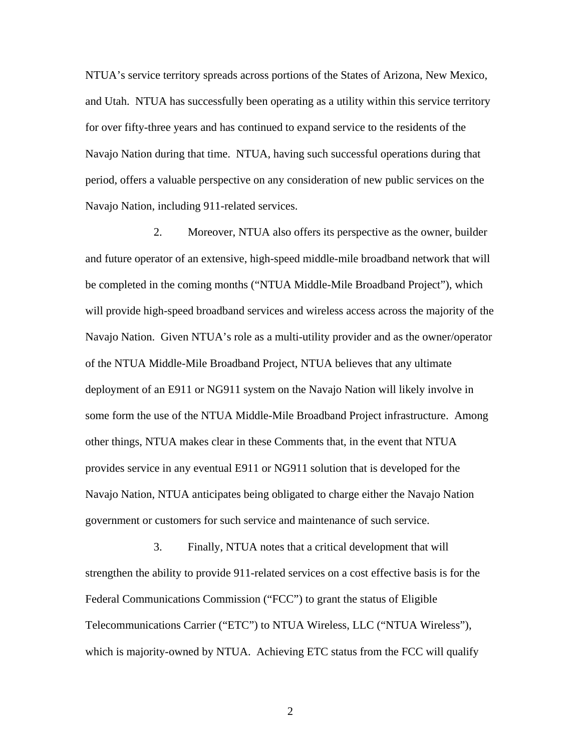NTUA's service territory spreads across portions of the States of Arizona, New Mexico, and Utah. NTUA has successfully been operating as a utility within this service territory for over fifty-three years and has continued to expand service to the residents of the Navajo Nation during that time. NTUA, having such successful operations during that period, offers a valuable perspective on any consideration of new public services on the Navajo Nation, including 911-related services.

2. Moreover, NTUA also offers its perspective as the owner, builder and future operator of an extensive, high-speed middle-mile broadband network that will be completed in the coming months ("NTUA Middle-Mile Broadband Project"), which will provide high-speed broadband services and wireless access across the majority of the Navajo Nation. Given NTUA's role as a multi-utility provider and as the owner/operator of the NTUA Middle-Mile Broadband Project, NTUA believes that any ultimate deployment of an E911 or NG911 system on the Navajo Nation will likely involve in some form the use of the NTUA Middle-Mile Broadband Project infrastructure. Among other things, NTUA makes clear in these Comments that, in the event that NTUA provides service in any eventual E911 or NG911 solution that is developed for the Navajo Nation, NTUA anticipates being obligated to charge either the Navajo Nation government or customers for such service and maintenance of such service.

3. Finally, NTUA notes that a critical development that will strengthen the ability to provide 911-related services on a cost effective basis is for the Federal Communications Commission ("FCC") to grant the status of Eligible Telecommunications Carrier ("ETC") to NTUA Wireless, LLC ("NTUA Wireless"), which is majority-owned by NTUA. Achieving ETC status from the FCC will qualify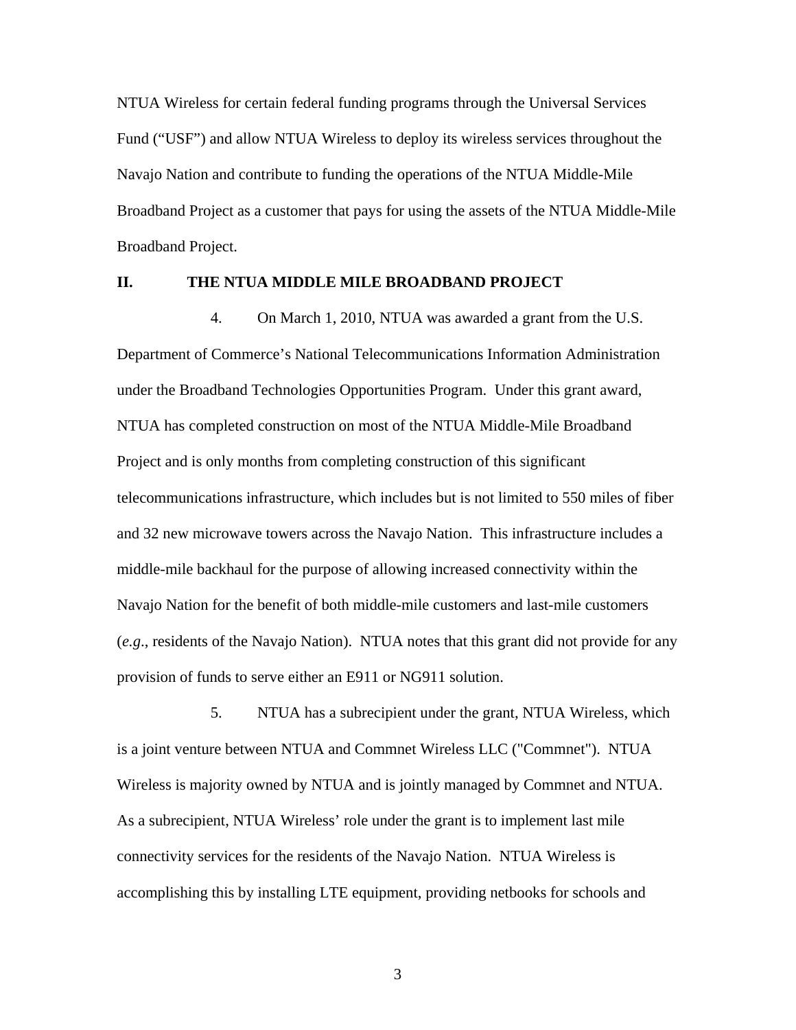NTUA Wireless for certain federal funding programs through the Universal Services Fund ("USF") and allow NTUA Wireless to deploy its wireless services throughout the Navajo Nation and contribute to funding the operations of the NTUA Middle-Mile Broadband Project as a customer that pays for using the assets of the NTUA Middle-Mile Broadband Project.

## II. THE NTUA MIDDLE MILE BROADBAND PROJECT

4. On March 1, 2010, NTUA was awarded a grant from the U.S. Department of Commerce's National Telecommunications Information Administration under the Broadband Technologies Opportunities Program. Under this grant award, NTUA has completed construction on most of the NTUA Middle-Mile Broadband Project and is only months from completing construction of this significant telecommunications infrastructure, which includes but is not limited to 550 miles of fiber and 32 new microwave towers across the Navajo Nation. This infrastructure includes a middle-mile backhaul for the purpose of allowing increased connectivity within the Navajo Nation for the benefit of both middle-mile customers and last-mile customers (*e.g.*, residents of the Navajo Nation). NTUA notes that this grant did not provide for any provision of funds to serve either an E911 or NG911 solution.

5. NTUA has a subrecipient under the grant, NTUA Wireless, which is a joint venture between NTUA and Commnet Wireless LLC ("Commnet"). NTUA Wireless is majority owned by NTUA and is jointly managed by Commnet and NTUA. As a subrecipient, NTUA Wireless' role under the grant is to implement last mile connectivity services for the residents of the Navajo Nation. NTUA Wireless is accomplishing this by installing LTE equipment, providing netbooks for schools and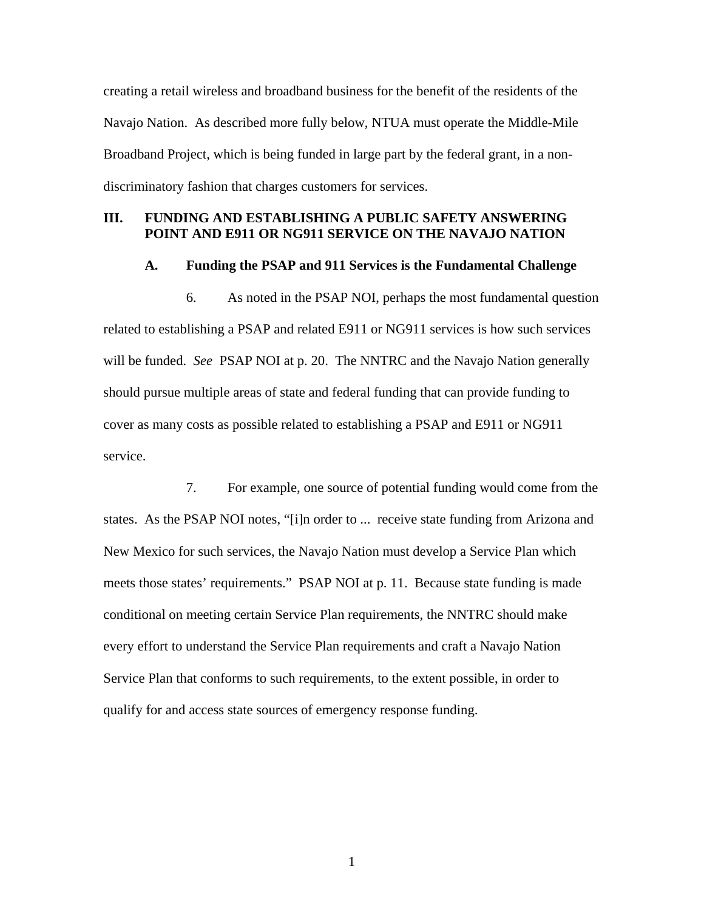creating a retail wireless and broadband business for the benefit of the residents of the Navajo Nation. As described more fully below, NTUA must operate the Middle-Mile Broadband Project, which is being funded in large part by the federal grant, in a non-discriminatory fashion that charges customers for services.

## III. FUNDING AND ESTABLISHING A PUBLIC SAFETY ANSWERING POINT AND E911 OR NG911 SERVICE ON THE NAVAJO NATION

### A. Funding the PSAP and 911 Services is the Fundamental Challenge

6. As noted in the PSAP NOI, perhaps the most fundamental question related to establishing a PSAP and related E911 or NG911 services is how such services will be funded. *See* PSAP NOI at p. 20. The NNTRC and the Navajo Nation generally should pursue multiple areas of state and federal funding that can provide funding to cover as many costs as possible related to establishing a PSAP and E911 or NG911 service.

7. For example, one source of potential funding would come from the states. As the PSAP NOI notes, "[i]n order to ... receive state funding from Arizona and New Mexico for such services, the Navajo Nation must develop a Service Plan which meets those states' requirements." PSAP NOI at p. 11. Because state funding is made conditional on meeting certain Service Plan requirements, the NNTRC should make every effort to understand the Service Plan requirements and craft a Navajo Nation Service Plan that conforms to such requirements, to the extent possible, in order to qualify for and access state sources of emergency response funding.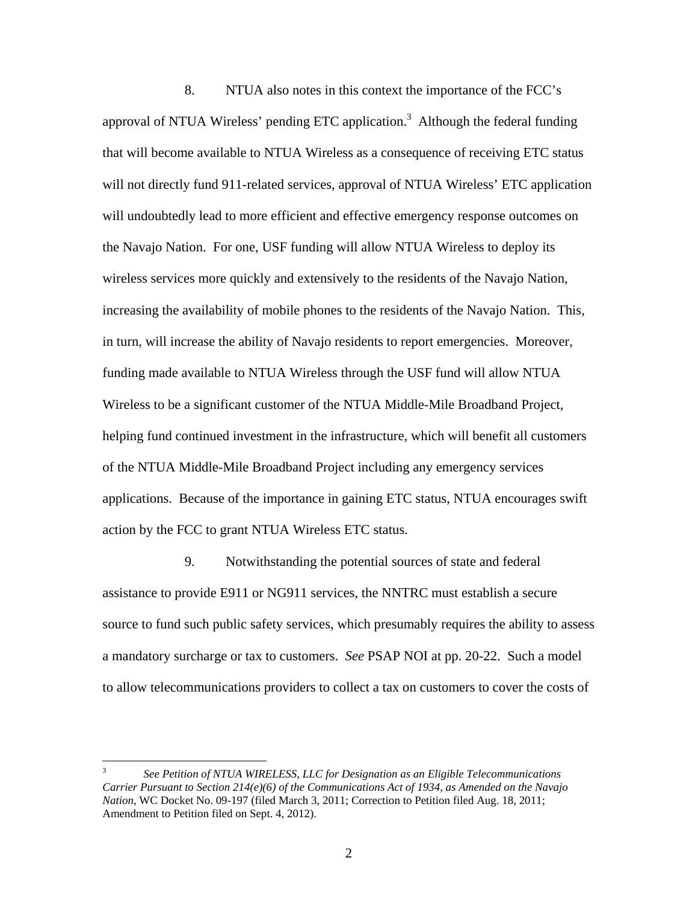8. NTUA also notes in this context the importance of the FCC's approval of NTUA Wireless' pending ETC application.[3] Although the federal funding that will become available to NTUA Wireless as a consequence of receiving ETC status will not directly fund 911-related services, approval of NTUA Wireless' ETC application will undoubtedly lead to more efficient and effective emergency response outcomes on the Navajo Nation. For one, USF funding will allow NTUA Wireless to deploy its wireless services more quickly and extensively to the residents of the Navajo Nation, increasing the availability of mobile phones to the residents of the Navajo Nation. This, in turn, will increase the ability of Navajo residents to report emergencies. Moreover, funding made available to NTUA Wireless through the USF fund will allow NTUA Wireless to be a significant customer of the NTUA Middle-Mile Broadband Project, helping fund continued investment in the infrastructure, which will benefit all customers of the NTUA Middle-Mile Broadband Project including any emergency services applications. Because of the importance in gaining ETC status, NTUA encourages swift action by the FCC to grant NTUA Wireless ETC status.

9. Notwithstanding the potential sources of state and federal assistance to provide E911 or NG911 services, the NNTRC must establish a secure source to fund such public safety services, which presumably requires the ability to assess a mandatory surcharge or tax to customers. *See* PSAP NOI at pp. 20-22. Such a model to allow telecommunications providers to collect a tax on customers to cover the costs of

---

[3] *See Petition of NTUA WIRELESS, LLC for Designation as an Eligible Telecommunications Carrier Pursuant to Section 214(e)(6) of the Communications Act of 1934, as Amended on the Navajo Nation*, WC Docket No. 09-197 (filed March 3, 2011; Correction to Petition filed Aug. 18, 2011; Amendment to Petition filed on Sept. 4, 2012).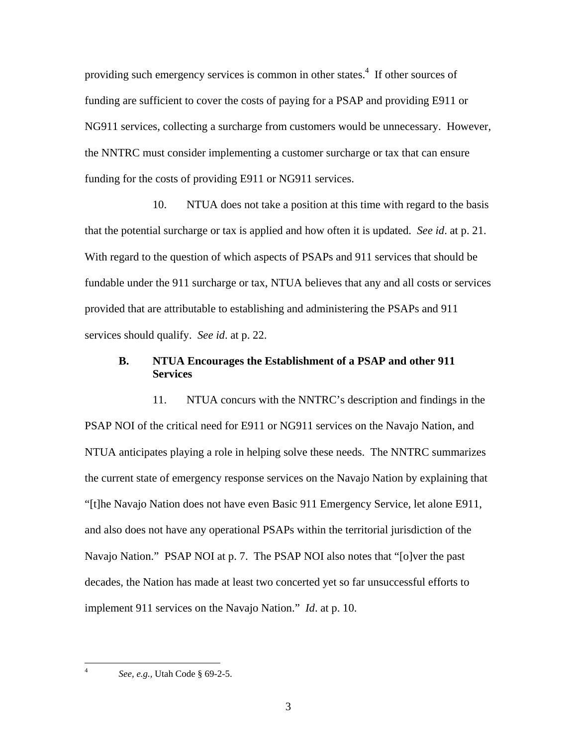providing such emergency services is common in other states.[4] If other sources of funding are sufficient to cover the costs of paying for a PSAP and providing E911 or NG911 services, collecting a surcharge from customers would be unnecessary. However, the NNTRC must consider implementing a customer surcharge or tax that can ensure funding for the costs of providing E911 or NG911 services.

10. NTUA does not take a position at this time with regard to the basis that the potential surcharge or tax is applied and how often it is updated. *See id*. at p. 21. With regard to the question of which aspects of PSAPs and 911 services that should be fundable under the 911 surcharge or tax, NTUA believes that any and all costs or services provided that are attributable to establishing and administering the PSAPs and 911 services should qualify. *See id*. at p. 22.

### B. NTUA Encourages the Establishment of a PSAP and other 911 Services

11. NTUA concurs with the NNTRC's description and findings in the PSAP NOI of the critical need for E911 or NG911 services on the Navajo Nation, and NTUA anticipates playing a role in helping solve these needs. The NNTRC summarizes the current state of emergency response services on the Navajo Nation by explaining that "[t]he Navajo Nation does not have even Basic 911 Emergency Service, let alone E911, and also does not have any operational PSAPs within the territorial jurisdiction of the Navajo Nation." PSAP NOI at p. 7. The PSAP NOI also notes that "[o]ver the past decades, the Nation has made at least two concerted yet so far unsuccessful efforts to implement 911 services on the Navajo Nation." *Id*. at p. 10.

---

[4] *See, e.g.*, Utah Code § 69-2-5.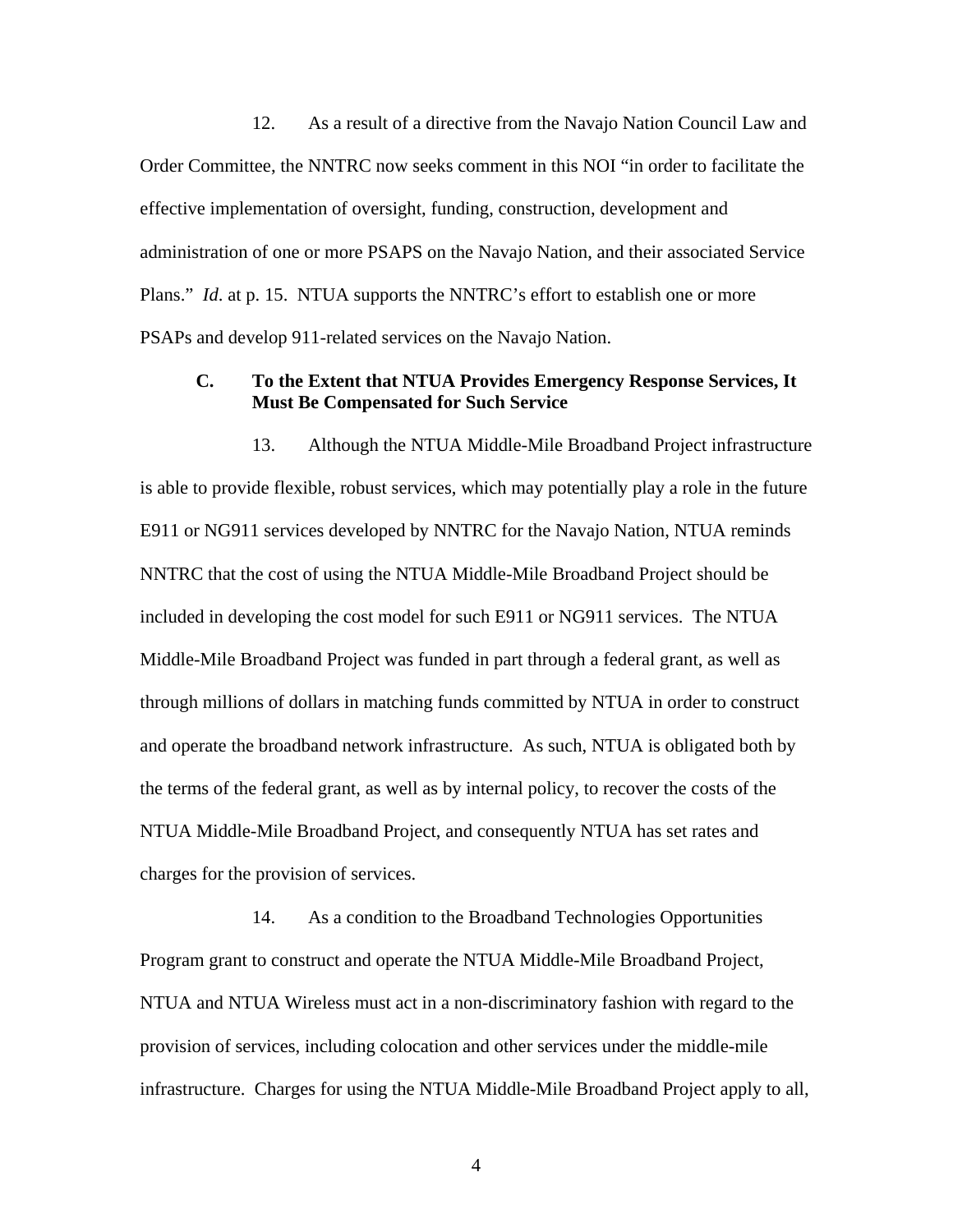12. As a result of a directive from the Navajo Nation Council Law and Order Committee, the NNTRC now seeks comment in this NOI "in order to facilitate the effective implementation of oversight, funding, construction, development and administration of one or more PSAPS on the Navajo Nation, and their associated Service Plans." *Id*. at p. 15. NTUA supports the NNTRC's effort to establish one or more PSAPs and develop 911-related services on the Navajo Nation.

### C. To the Extent that NTUA Provides Emergency Response Services, It Must Be Compensated for Such Service

13. Although the NTUA Middle-Mile Broadband Project infrastructure is able to provide flexible, robust services, which may potentially play a role in the future E911 or NG911 services developed by NNTRC for the Navajo Nation, NTUA reminds NNTRC that the cost of using the NTUA Middle-Mile Broadband Project should be included in developing the cost model for such E911 or NG911 services. The NTUA Middle-Mile Broadband Project was funded in part through a federal grant, as well as through millions of dollars in matching funds committed by NTUA in order to construct and operate the broadband network infrastructure. As such, NTUA is obligated both by the terms of the federal grant, as well as by internal policy, to recover the costs of the NTUA Middle-Mile Broadband Project, and consequently NTUA has set rates and charges for the provision of services.

14. As a condition to the Broadband Technologies Opportunities Program grant to construct and operate the NTUA Middle-Mile Broadband Project, NTUA and NTUA Wireless must act in a non-discriminatory fashion with regard to the provision of services, including colocation and other services under the middle-mile infrastructure. Charges for using the NTUA Middle-Mile Broadband Project apply to all,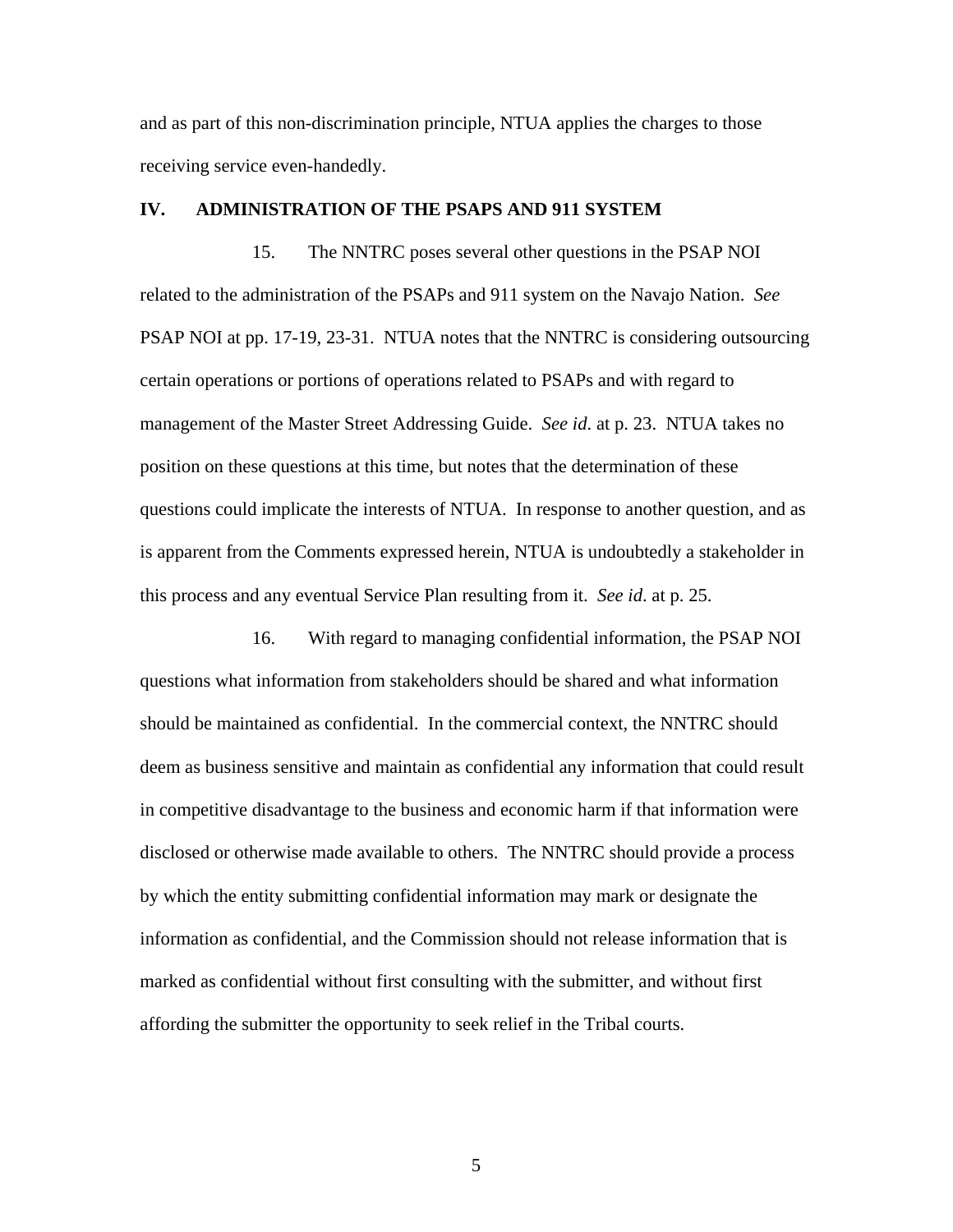and as part of this non-discrimination principle, NTUA applies the charges to those receiving service even-handedly.

## IV. ADMINISTRATION OF THE PSAPS AND 911 SYSTEM

15. The NNTRC poses several other questions in the PSAP NOI related to the administration of the PSAPs and 911 system on the Navajo Nation. *See* PSAP NOI at pp. 17-19, 23-31. NTUA notes that the NNTRC is considering outsourcing certain operations or portions of operations related to PSAPs and with regard to management of the Master Street Addressing Guide. *See id*. at p. 23. NTUA takes no position on these questions at this time, but notes that the determination of these questions could implicate the interests of NTUA. In response to another question, and as is apparent from the Comments expressed herein, NTUA is undoubtedly a stakeholder in this process and any eventual Service Plan resulting from it. *See id*. at p. 25.

16. With regard to managing confidential information, the PSAP NOI questions what information from stakeholders should be shared and what information should be maintained as confidential. In the commercial context, the NNTRC should deem as business sensitive and maintain as confidential any information that could result in competitive disadvantage to the business and economic harm if that information were disclosed or otherwise made available to others. The NNTRC should provide a process by which the entity submitting confidential information may mark or designate the information as confidential, and the Commission should not release information that is marked as confidential without first consulting with the submitter, and without first affording the submitter the opportunity to seek relief in the Tribal courts.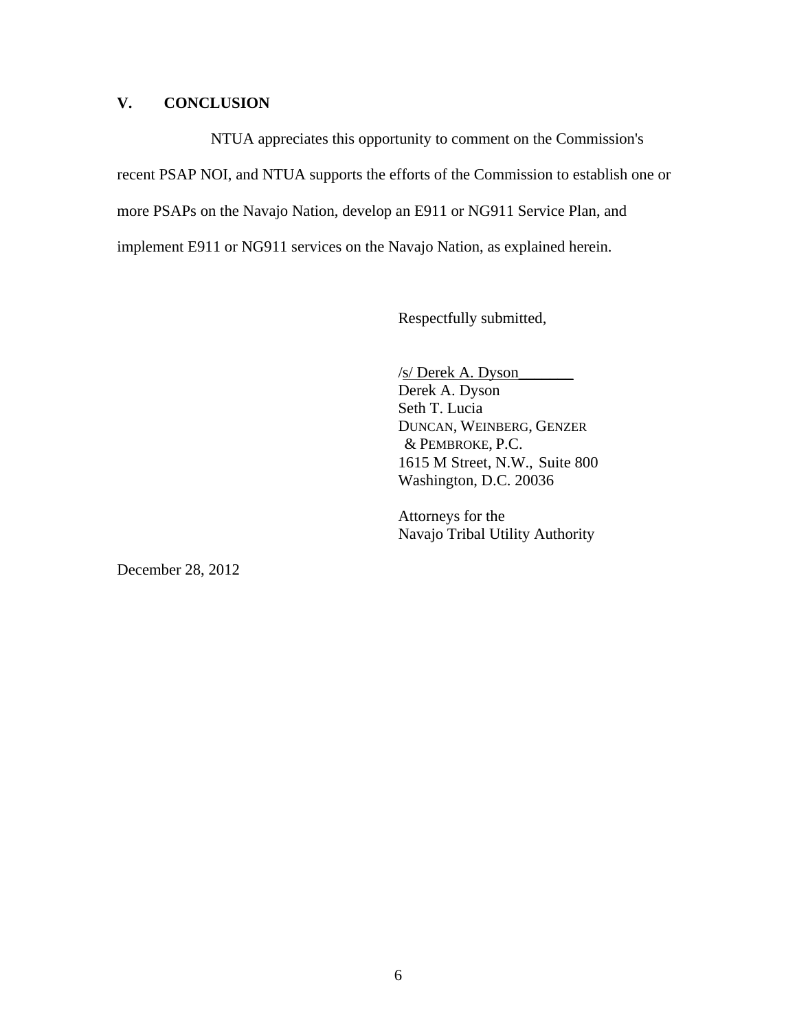## V. CONCLUSION

NTUA appreciates this opportunity to comment on the Commission's recent PSAP NOI, and NTUA supports the efforts of the Commission to establish one or more PSAPs on the Navajo Nation, develop an E911 or NG911 Service Plan, and implement E911 or NG911 services on the Navajo Nation, as explained herein.

Respectfully submitted,

/s/ Derek A. Dyson  
Derek A. Dyson  
Seth T. Lucia  
DUNCAN, WEINBERG, GENZER & PEMBROKE, P.C.  
1615 M Street, N.W., Suite 800  
Washington, D.C. 20036

Attorneys for the  
Navajo Tribal Utility Authority

December 28, 2012